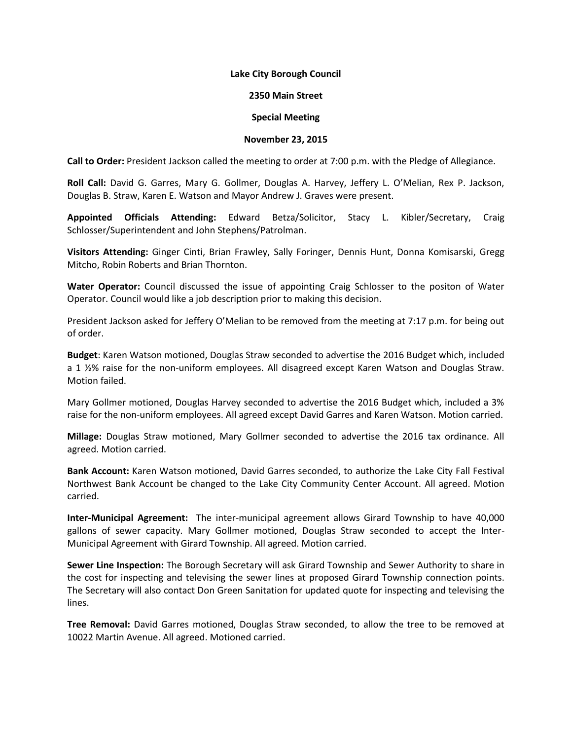**Lake City Borough Council**

**2350 Main Street**

**Special Meeting**

**November 23, 2015**

**Call to Order:** President Jackson called the meeting to order at 7:00 p.m. with the Pledge of Allegiance.

**Roll Call:** David G. Garres, Mary G. Gollmer, Douglas A. Harvey, Jeffery L. O'Melian, Rex P. Jackson, Douglas B. Straw, Karen E. Watson and Mayor Andrew J. Graves were present.

**Appointed Officials Attending:** Edward Betza/Solicitor, Stacy L. Kibler/Secretary, Craig Schlosser/Superintendent and John Stephens/Patrolman.

**Visitors Attending:** Ginger Cinti, Brian Frawley, Sally Foringer, Dennis Hunt, Donna Komisarski, Gregg Mitcho, Robin Roberts and Brian Thornton.

**Water Operator:** Council discussed the issue of appointing Craig Schlosser to the positon of Water Operator. Council would like a job description prior to making this decision.

President Jackson asked for Jeffery O'Melian to be removed from the meeting at 7:17 p.m. for being out of order.

**Budget**: Karen Watson motioned, Douglas Straw seconded to advertise the 2016 Budget which, included a 1 ½% raise for the non-uniform employees. All disagreed except Karen Watson and Douglas Straw. Motion failed.

Mary Gollmer motioned, Douglas Harvey seconded to advertise the 2016 Budget which, included a 3% raise for the non-uniform employees. All agreed except David Garres and Karen Watson. Motion carried.

**Millage:** Douglas Straw motioned, Mary Gollmer seconded to advertise the 2016 tax ordinance. All agreed. Motion carried.

**Bank Account:** Karen Watson motioned, David Garres seconded, to authorize the Lake City Fall Festival Northwest Bank Account be changed to the Lake City Community Center Account. All agreed. Motion carried.

**Inter-Municipal Agreement:** The inter-municipal agreement allows Girard Township to have 40,000 gallons of sewer capacity. Mary Gollmer motioned, Douglas Straw seconded to accept the Inter-Municipal Agreement with Girard Township. All agreed. Motion carried.

**Sewer Line Inspection:** The Borough Secretary will ask Girard Township and Sewer Authority to share in the cost for inspecting and televising the sewer lines at proposed Girard Township connection points. The Secretary will also contact Don Green Sanitation for updated quote for inspecting and televising the lines.

**Tree Removal:** David Garres motioned, Douglas Straw seconded, to allow the tree to be removed at 10022 Martin Avenue. All agreed. Motioned carried.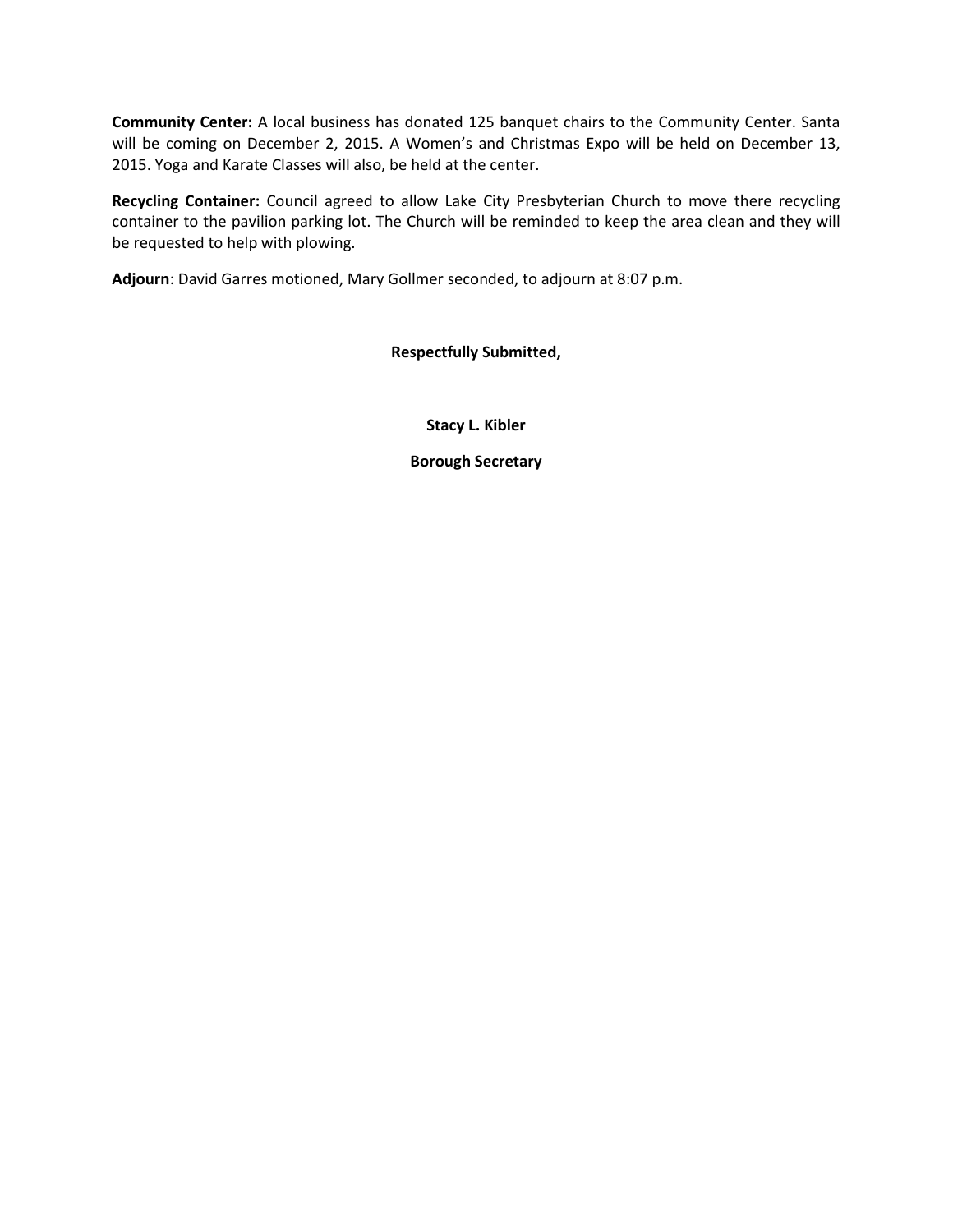**Community Center:** A local business has donated 125 banquet chairs to the Community Center. Santa will be coming on December 2, 2015. A Women's and Christmas Expo will be held on December 13, 2015. Yoga and Karate Classes will also, be held at the center.

**Recycling Container:** Council agreed to allow Lake City Presbyterian Church to move there recycling container to the pavilion parking lot. The Church will be reminded to keep the area clean and they will be requested to help with plowing.

**Adjourn**: David Garres motioned, Mary Gollmer seconded, to adjourn at 8:07 p.m.

**Respectfully Submitted,**

**Stacy L. Kibler**

**Borough Secretary**